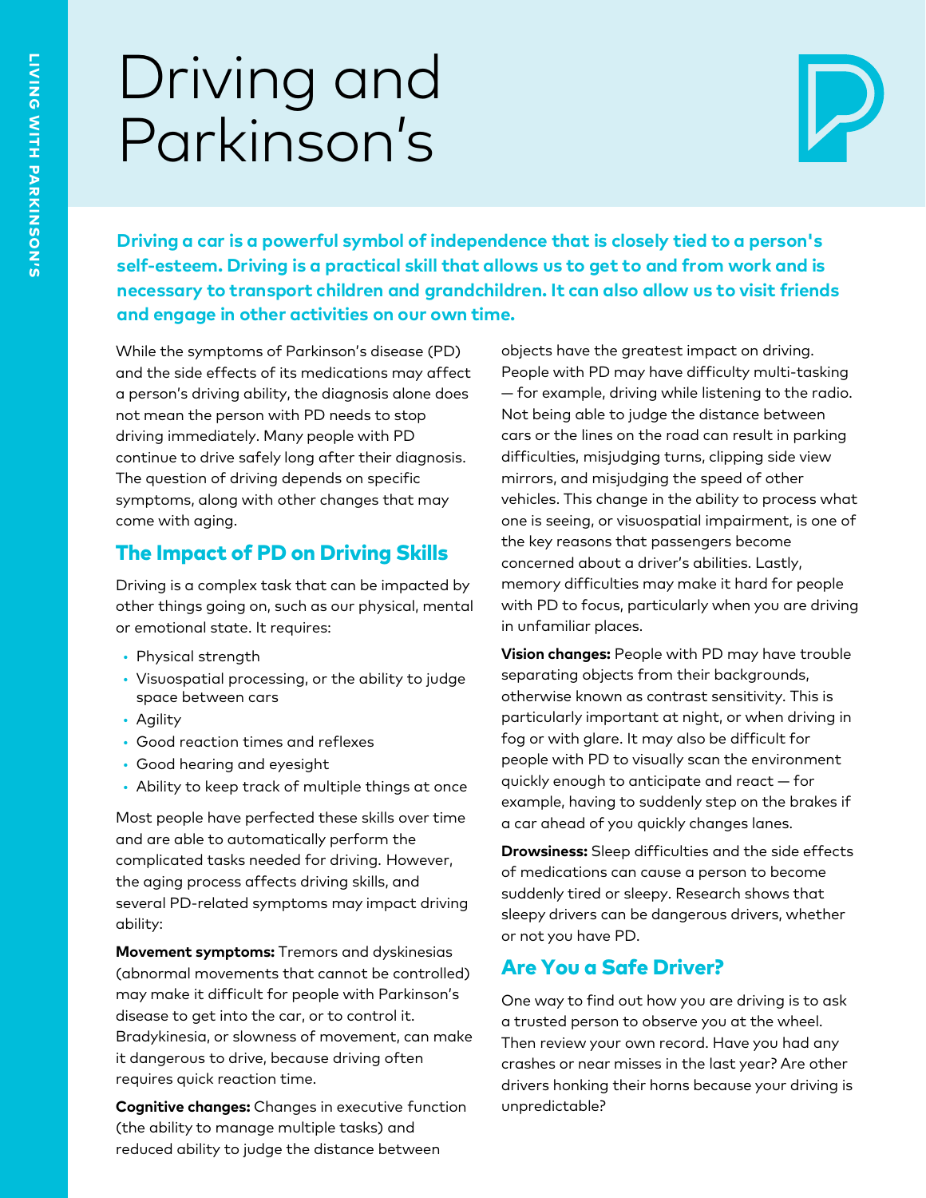# Driving and Parkinson's

**Driving a car is a powerful symbol of independence that is closely tied to a person's self-esteem. Driving is a practical skill that allows us to get to and from work and is necessary to transport children and grandchildren. It can also allow us to visit friends and engage in other activities on our own time.**

While the symptoms of Parkinson's disease (PD) and the side effects of its medications may affect a person's driving ability, the diagnosis alone does not mean the person with PD needs to stop driving immediately. Many people with PD continue to drive safely long after their diagnosis. The question of driving depends on specific symptoms, along with other changes that may come with aging.

## The Impact of PD on Driving Skills

Driving is a complex task that can be impacted by other things going on, such as our physical, mental or emotional state. It requires:

- Physical strength
- Visuospatial processing, or the ability to judge space between cars
- Agility
- Good reaction times and reflexes
- Good hearing and eyesight
- Ability to keep track of multiple things at once

Most people have perfected these skills over time and are able to automatically perform the complicated tasks needed for driving. However, the aging process affects driving skills, and several PD-related symptoms may impact driving ability:

**Movement symptoms:** Tremors and dyskinesias (abnormal movements that cannot be controlled) may make it difficult for people with Parkinson's disease to get into the car, or to control it. Bradykinesia, or slowness of movement, can make it dangerous to drive, because driving often requires quick reaction time.

**Cognitive changes:** Changes in executive function (the ability to manage multiple tasks) and reduced ability to judge the distance between objects have the greatest impact on driving. People with PD may have difficulty multi-tasking — for example, driving while listening to the radio. Not being able to judge the distance between cars or the lines on the road can result in parking difficulties, misjudging turns, clipping side view mirrors, and misjudging the speed of other vehicles. This change in the ability to process what one is seeing, or visuospatial impairment, is one of the key reasons that passengers become concerned about a driver's abilities. Lastly, memory difficulties may make it hard for people with PD to focus, particularly when you are driving in unfamiliar places.

**Vision changes:** People with PD may have trouble separating objects from their backgrounds, otherwise known as contrast sensitivity. This is particularly important at night, or when driving in fog or with glare. It may also be difficult for people with PD to visually scan the environment quickly enough to anticipate and react — for example, having to suddenly step on the brakes if a car ahead of you quickly changes lanes.

**Drowsiness:** Sleep difficulties and the side effects of medications can cause a person to become suddenly tired or sleepy. Research shows that sleepy drivers can be dangerous drivers, whether or not you have PD.

## Are You a Safe Driver?

One way to find out how you are driving is to ask a trusted person to observe you at the wheel. Then review your own record. Have you had any crashes or near misses in the last year? Are other drivers honking their horns because your driving is unpredictable?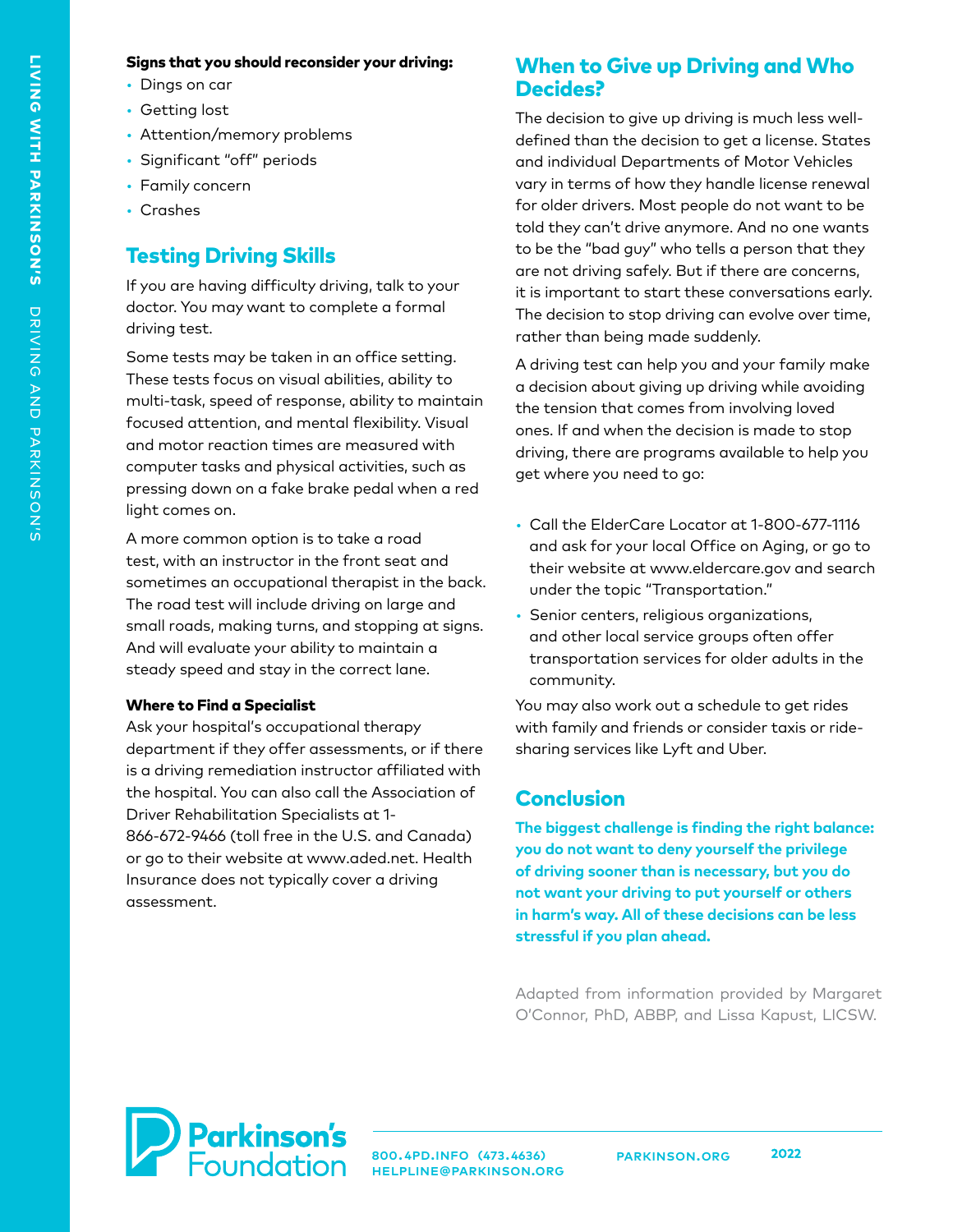**Signs that you should reconsider your driving:**

- Dings on car
- Getting lost
- Attention/memory problems
- Significant "off" periods
- Family concern
- Crashes

## Testing Driving Skills

If you are having difficulty driving, talk to your doctor. You may want to complete a formal driving test.

Some tests may be taken in an office setting. These tests focus on visual abilities, ability to multi-task, speed of response, ability to maintain focused attention, and mental flexibility. Visual and motor reaction times are measured with computer tasks and physical activities, such as pressing down on a fake brake pedal when a red light comes on.

A more common option is to take a road test, with an instructor in the front seat and sometimes an occupational therapist in the back. The road test will include driving on large and small roads, making turns, and stopping at signs. And will evaluate your ability to maintain a steady speed and stay in the correct lane.

**Where to Find a Specialist**

Ask your hospital's occupational therapy department if they offer assessments, or if there is a driving remediation instructor affiliated with the hospital. You can also call the Association of Driver Rehabilitation Specialists at 1-866-672-9466 (toll free in the U.S. and Canada) or go to their website at www.aded.net. Health Insurance does not typically cover a driving assessment.

## When to Give up Driving and Who Decides?

The decision to give up driving is much less well-defined than the decision to get a license. States and individual Departments of Motor Vehicles vary in terms of how they handle license renewal for older drivers. Most people do not want to be told they can't drive anymore. And no one wants to be the "bad guy" who tells a person that they are not driving safely. But if there are concerns, it is important to start these conversations early. The decision to stop driving can evolve over time, rather than being made suddenly.

A driving test can help you and your family make a decision about giving up driving while avoiding the tension that comes from involving loved ones. If and when the decision is made to stop driving, there are programs available to help you get where you need to go:

- Call the ElderCare Locator at 1-800-677-1116 and ask for your local Office on Aging, or go to their website at www.eldercare.gov and search under the topic "Transportation."
- Senior centers, religious organizations, and other local service groups often offer transportation services for older adults in the community.

You may also work out a schedule to get rides with family and friends or consider taxis or ride-sharing services like Lyft and Uber.

## Conclusion

**The biggest challenge is finding the right balance: you do not want to deny yourself the privilege of driving sooner than is necessary, but you do not want your driving to put yourself or others in harm's way. All of these decisions can be less stressful if you plan ahead.**

Adapted from information provided by Margaret O'Connor, PhD, ABBP, and Lissa Kapust, LICSW.

Parkinson's Foundation

800.4PD.INFO (473.4636)
HELPLINE@PARKINSON.ORG

PARKINSON.ORG

2022